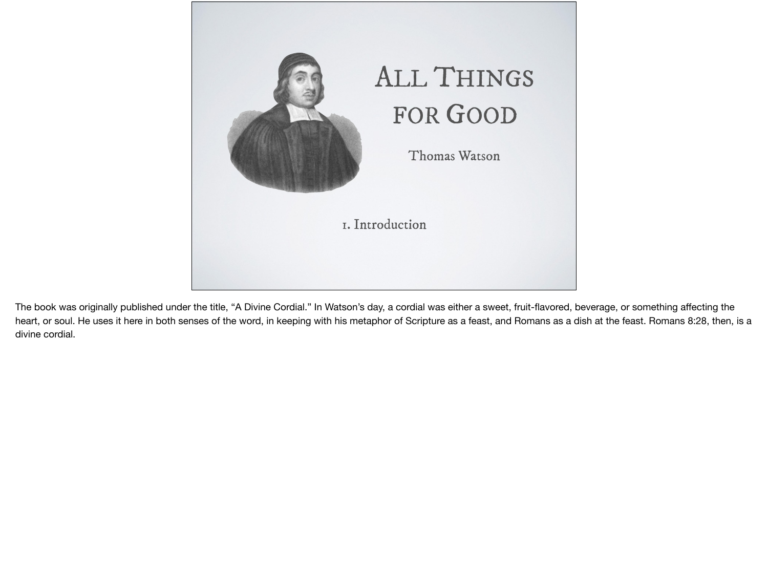# All Things for Good

Thomas Watson

1. Introduction

The book was originally published under the title, “A Divine Cordial.” In Watson’s day, a cordial was either a sweet, fruit-flavored, beverage, or something affecting the heart, or soul. He uses it here in both senses of the word, in keeping with his metaphor of Scripture as a feast, and Romans as a dish at the feast. Romans 8:28, then, is a divine cordial.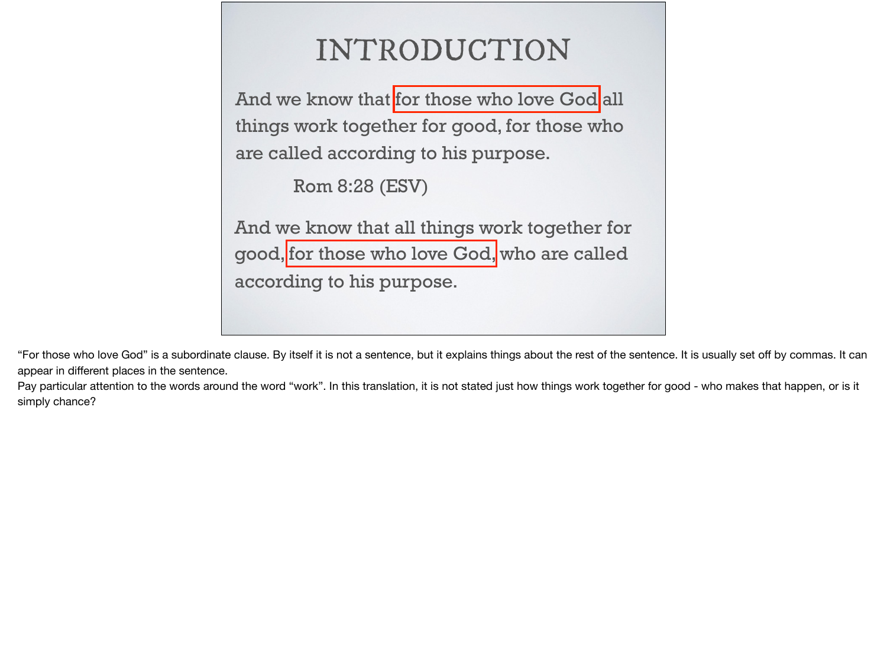# INTRODUCTION

And we know that for those who love God all things work together for good, for those who are called according to his purpose.

Rom 8:28 (ESV)

And we know that all things work together for good, for those who love God, who are called according to his purpose.

"For those who love God" is a subordinate clause. By itself it is not a sentence, but it explains things about the rest of the sentence. It is usually set off by commas. It can appear in different places in the sentence.

Pay particular attention to the words around the word "work". In this translation, it is not stated just how things work together for good - who makes that happen, or is it simply chance?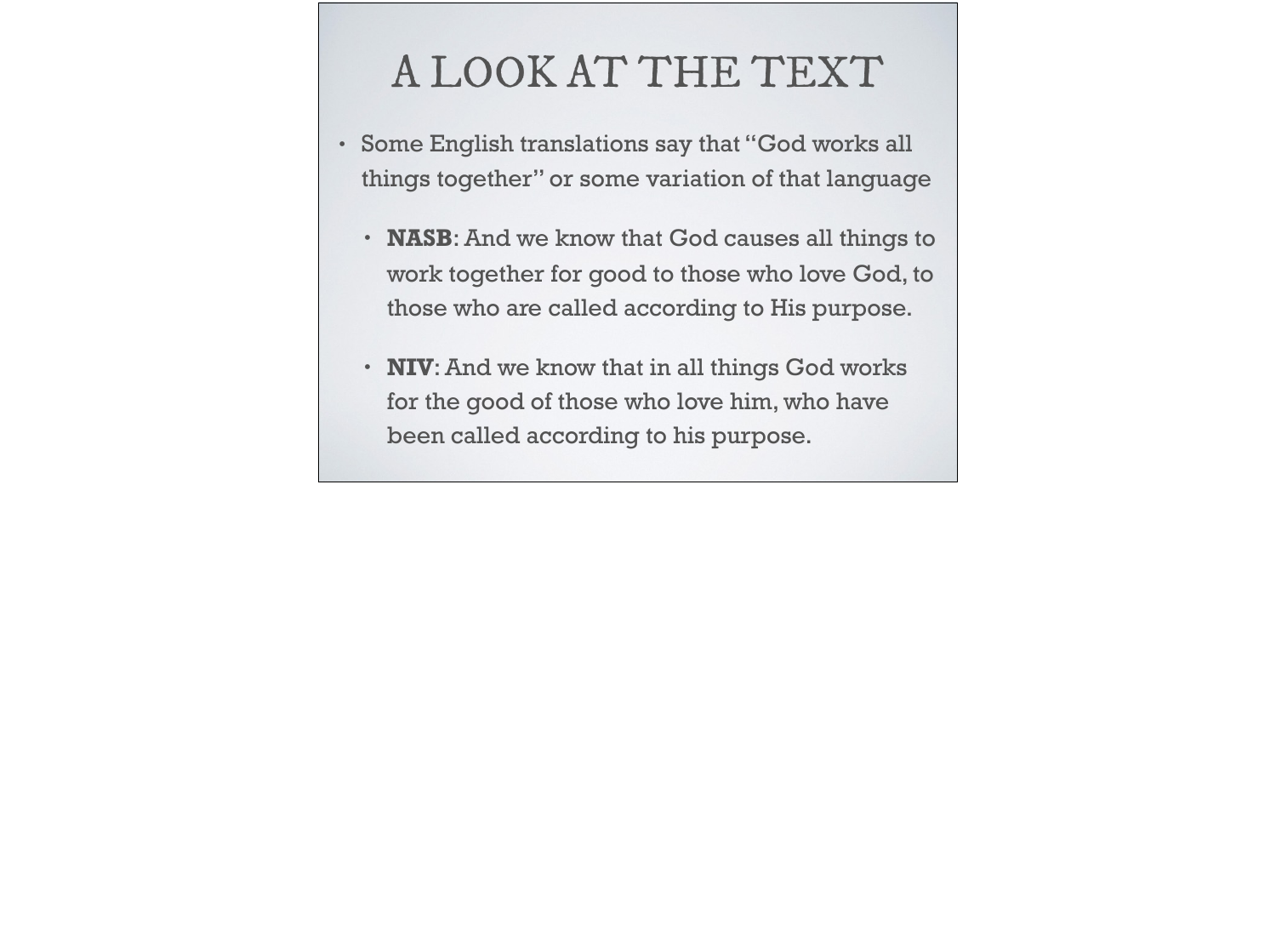# A LOOK AT THE TEXT

- Some English translations say that "God works all things together" or some variation of that language
  - **NASB**: And we know that God causes all things to work together for good to those who love God, to those who are called according to His purpose.
  - **NIV**: And we know that in all things God works for the good of those who love him, who have been called according to his purpose.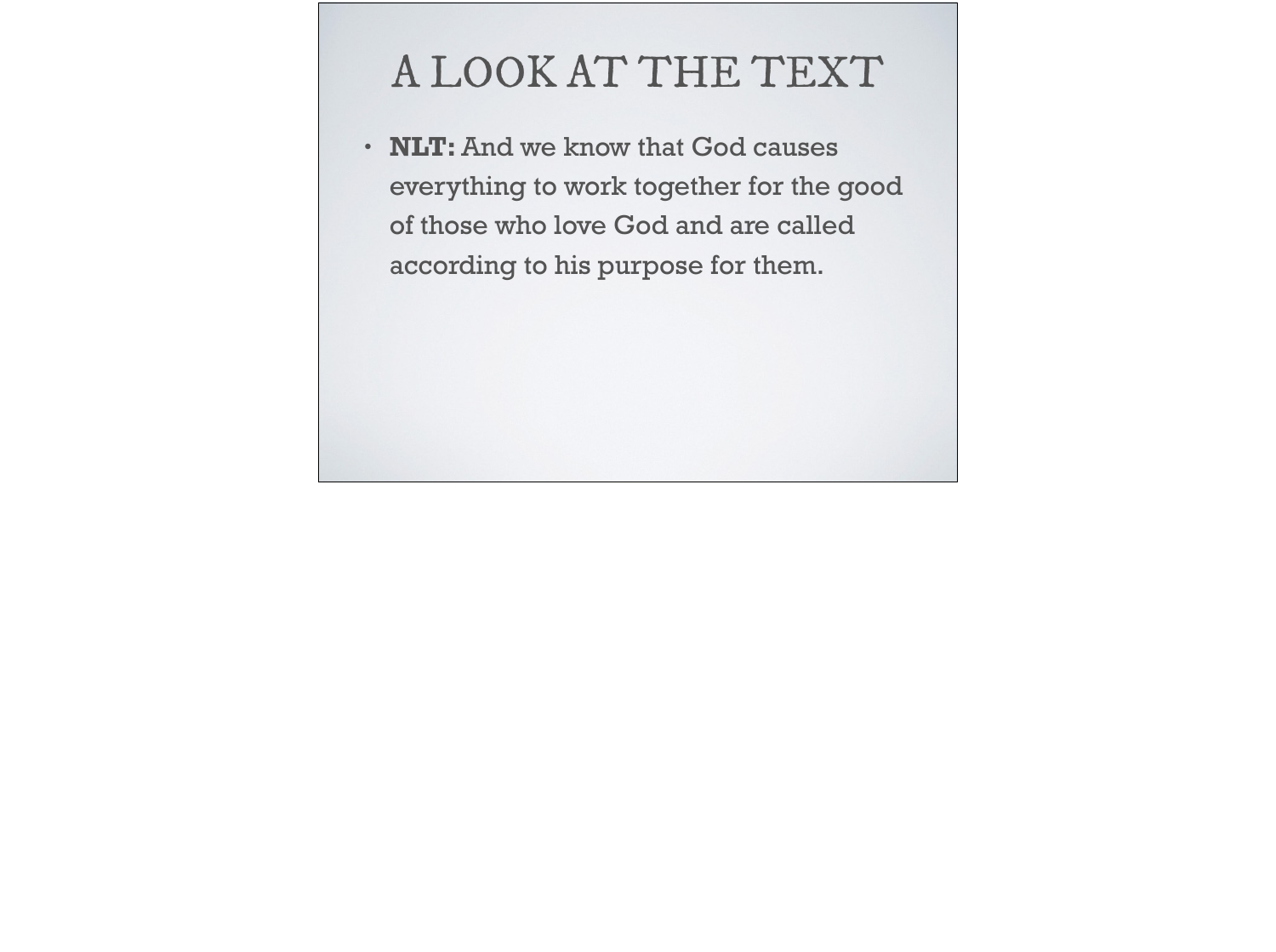# A LOOK AT THE TEXT

- **NLT:** And we know that God causes everything to work together for the good of those who love God and are called according to his purpose for them.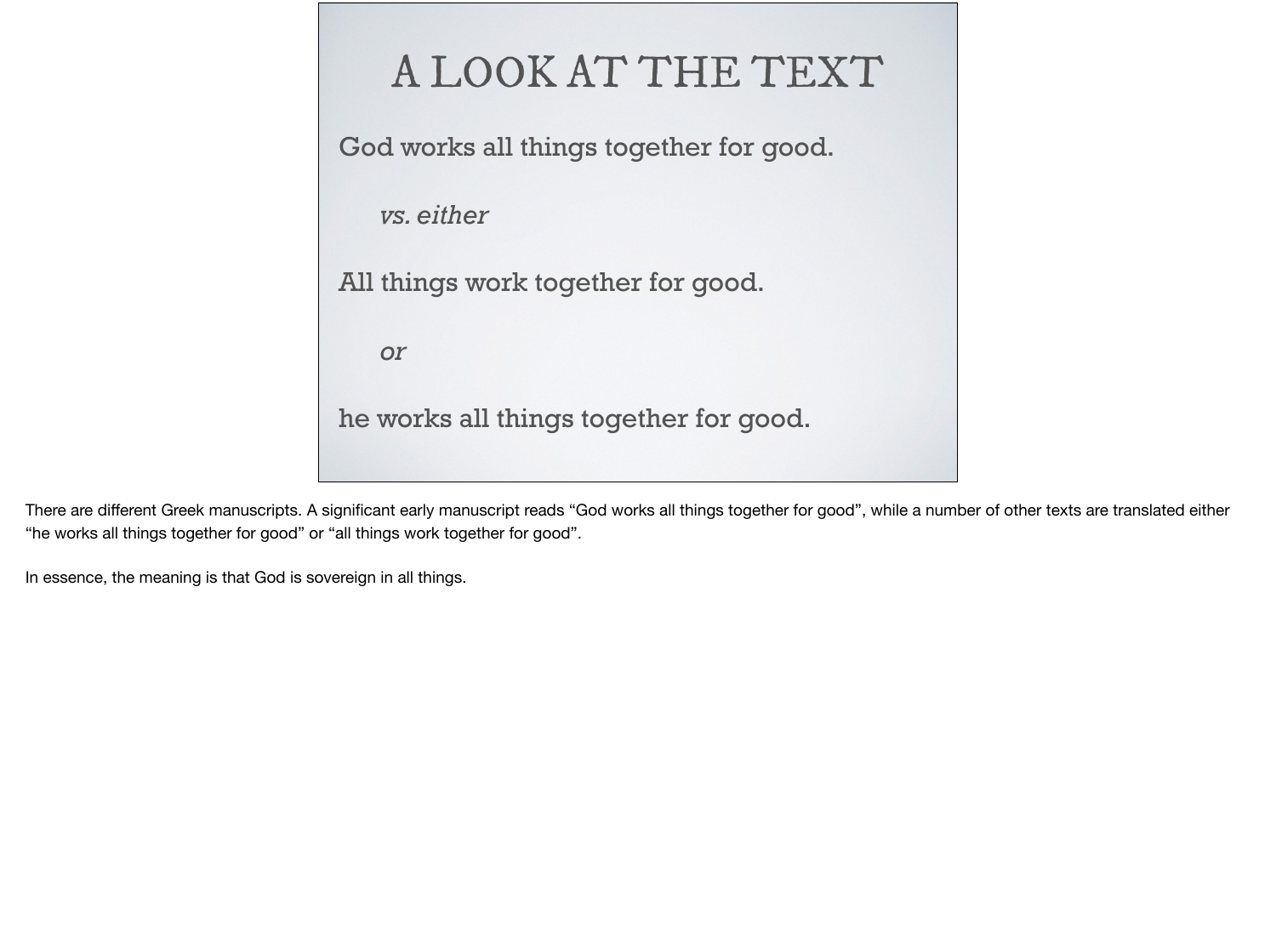# A LOOK AT THE TEXT

God works all things together for good.

*vs. either*

All things work together for good.

*or*

he works all things together for good.

There are different Greek manuscripts. A significant early manuscript reads "God works all things together for good", while a number of other texts are translated either "he works all things together for good" or "all things work together for good".

In essence, the meaning is that God is sovereign in all things.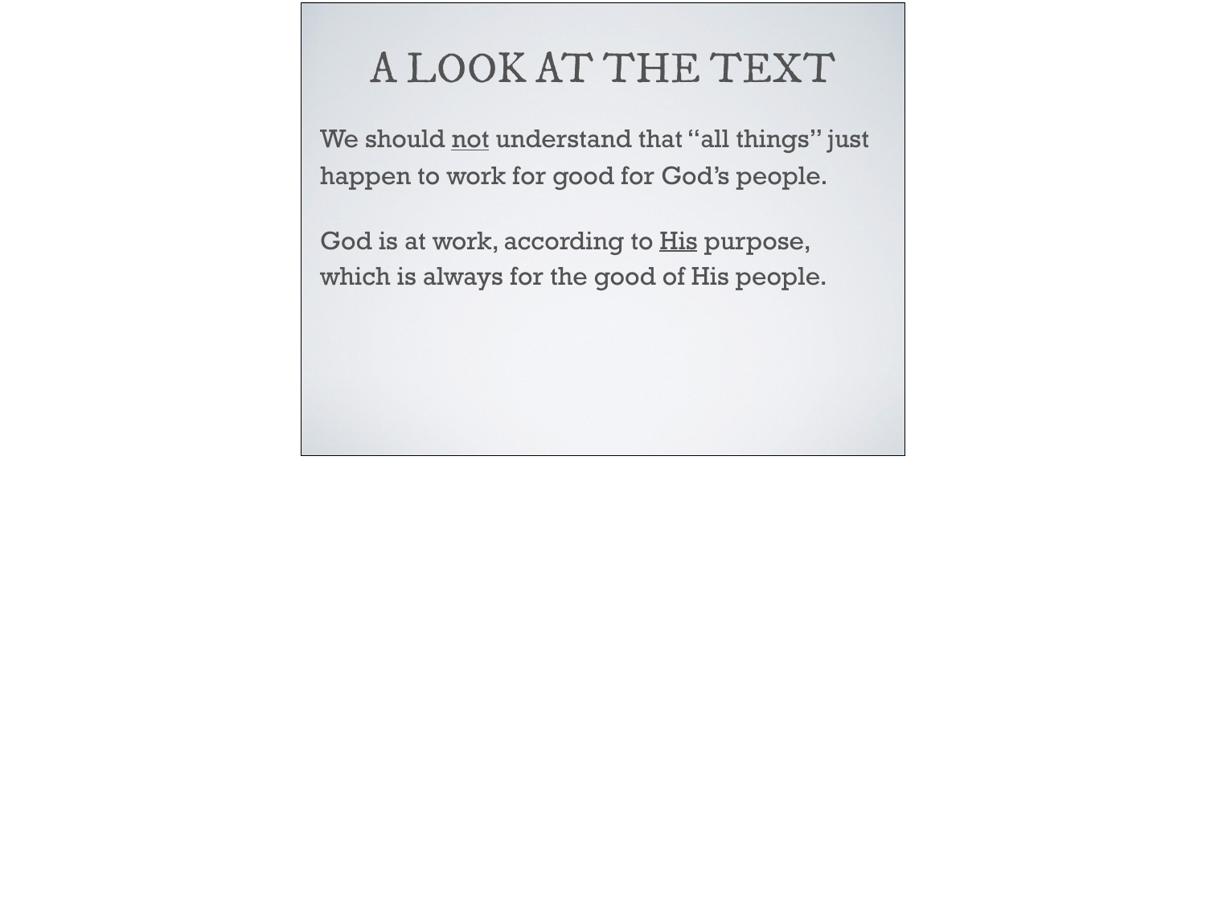# A LOOK AT THE TEXT

We should <u>not</u> understand that "all things" just happen to work for good for God's people.

God is at work, according to <u>His</u> purpose, which is always for the good of His people.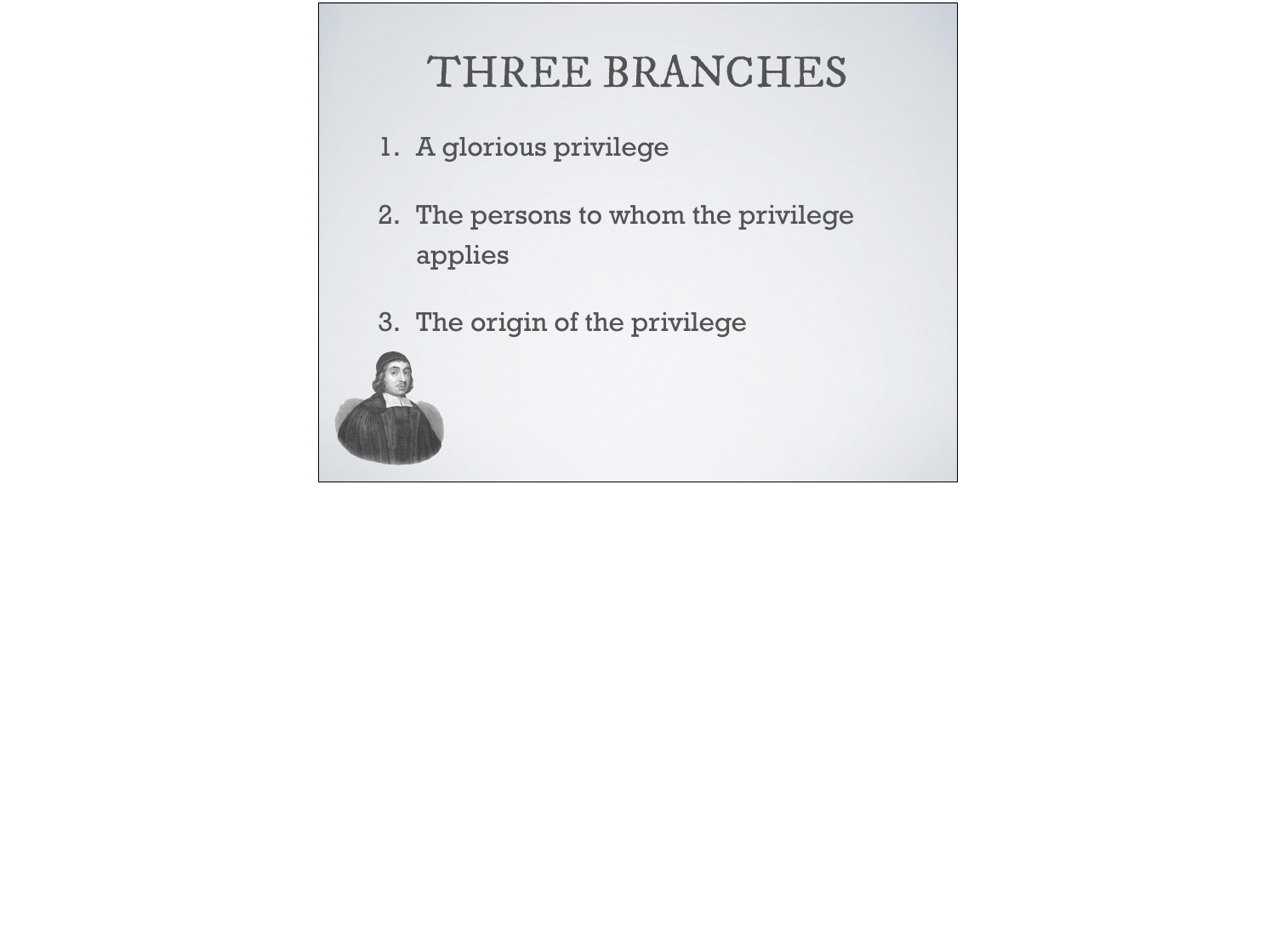# THREE BRANCHES

1. A glorious privilege
2. The persons to whom the privilege applies
3. The origin of the privilege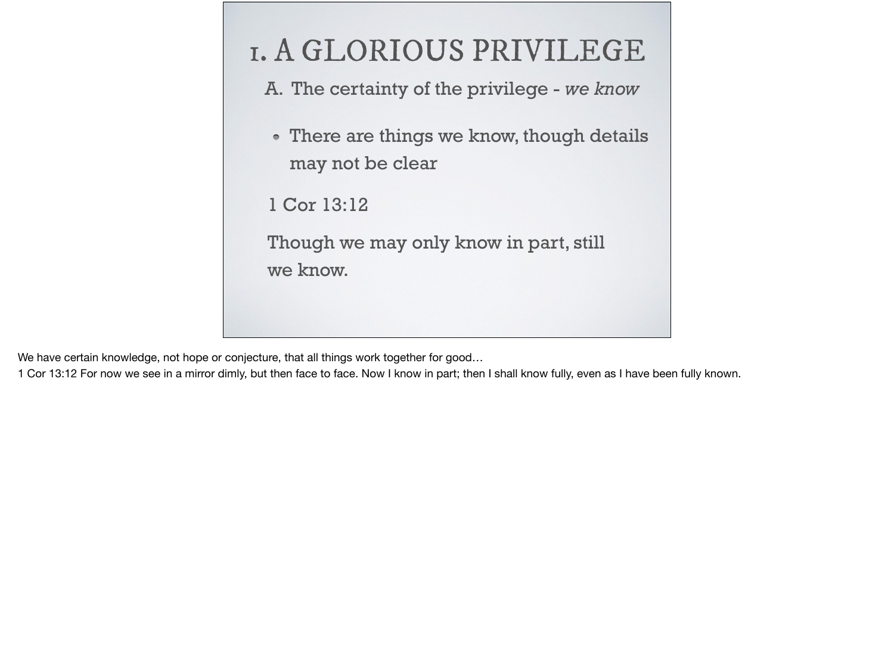# I. A GLORIOUS PRIVILEGE

## A. The certainty of the privilege - *we know*

- There are things we know, though details may not be clear

1 Cor 13:12

Though we may only know in part, still we know.

We have certain knowledge, not hope or conjecture, that all things work together for good…

1 Cor 13:12 For now we see in a mirror dimly, but then face to face. Now I know in part; then I shall know fully, even as I have been fully known.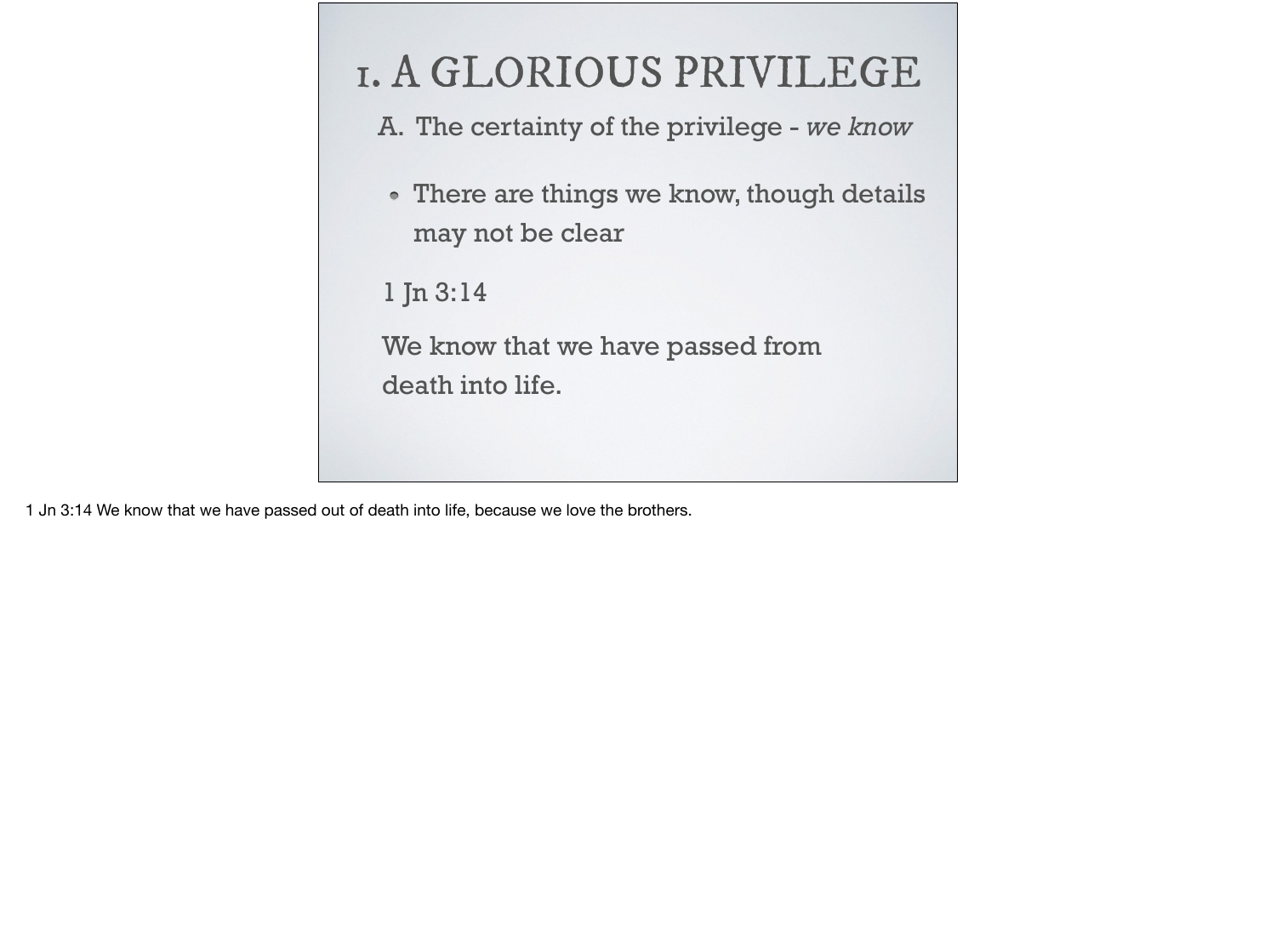# 1. A GLORIOUS PRIVILEGE

## A. The certainty of the privilege - *we know*

- There are things we know, though details may not be clear

1 Jn 3:14

We know that we have passed from death into life.

1 Jn 3:14 We know that we have passed out of death into life, because we love the brothers.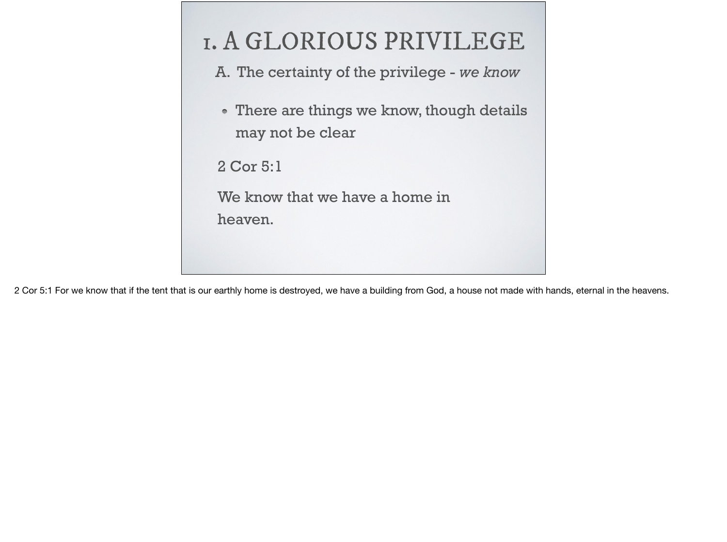# 1. A GLORIOUS PRIVILEGE

## A. The certainty of the privilege - *we know*

- There are things we know, though details may not be clear

2 Cor 5:1

We know that we have a home in heaven.

2 Cor 5:1 For we know that if the tent that is our earthly home is destroyed, we have a building from God, a house not made with hands, eternal in the heavens.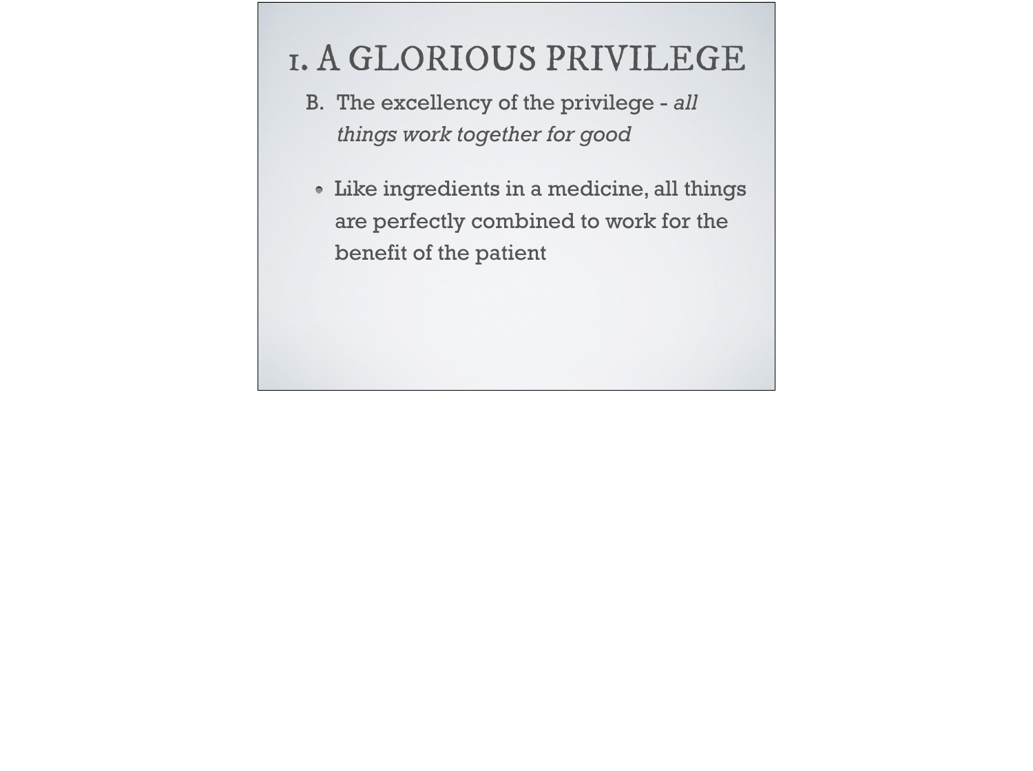# 1. A GLORIOUS PRIVILEGE

B. The excellency of the privilege - *all things work together for good*

- Like ingredients in a medicine, all things are perfectly combined to work for the benefit of the patient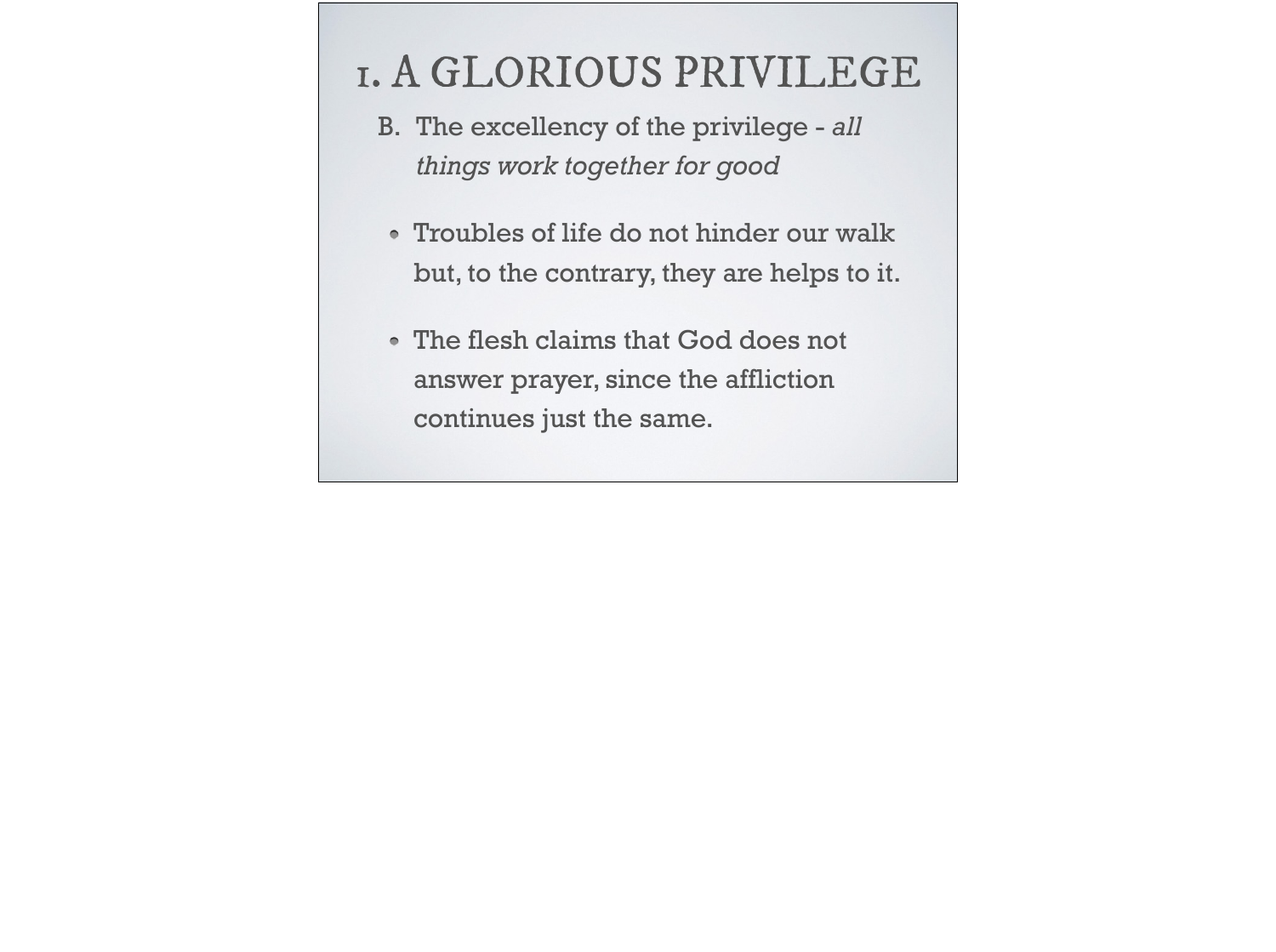# 1. A GLORIOUS PRIVILEGE

B. The excellency of the privilege - *all things work together for good*

- Troubles of life do not hinder our walk but, to the contrary, they are helps to it.
- The flesh claims that God does not answer prayer, since the affliction continues just the same.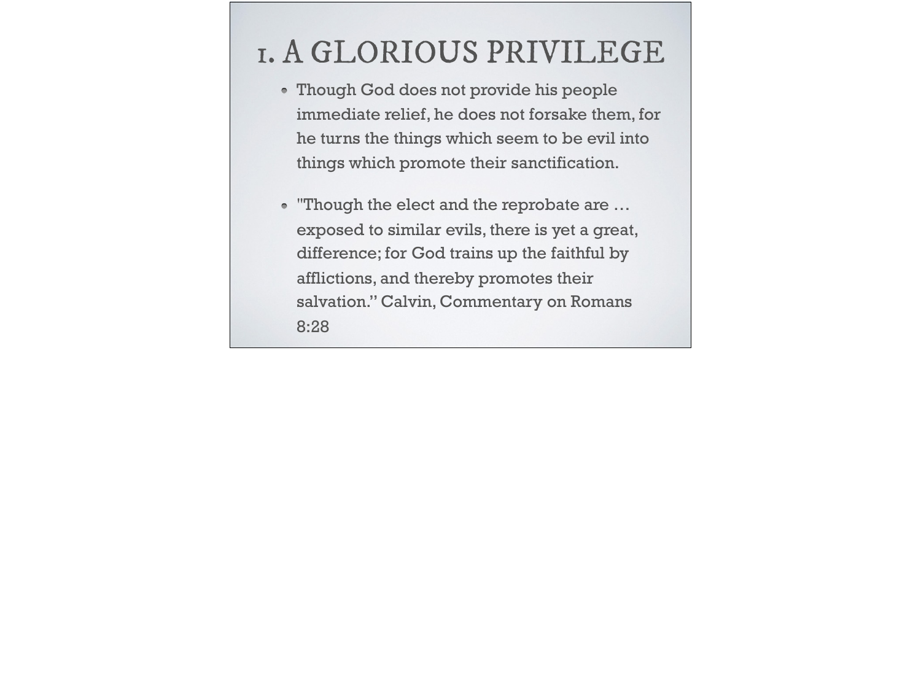# 1. A GLORIOUS PRIVILEGE

- Though God does not provide his people immediate relief, he does not forsake them, for he turns the things which seem to be evil into things which promote their sanctification.
- "Though the elect and the reprobate are … exposed to similar evils, there is yet a great, difference; for God trains up the faithful by afflictions, and thereby promotes their salvation." Calvin, Commentary on Romans 8:28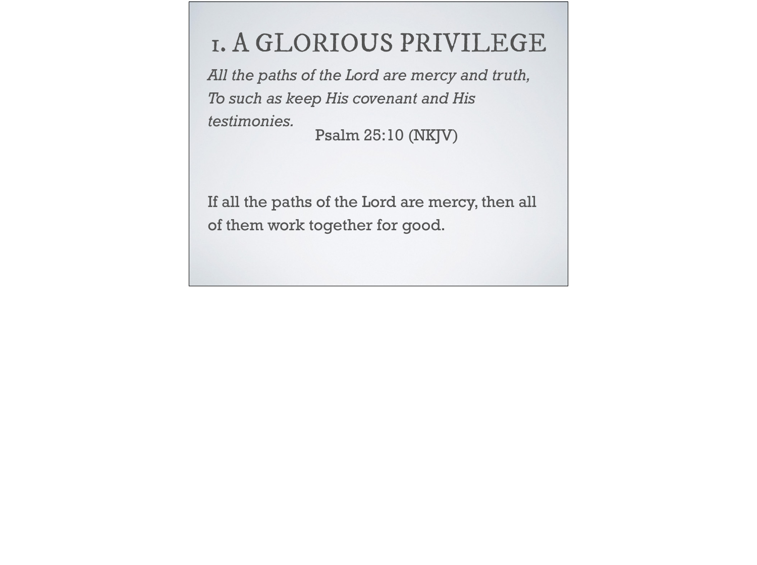# 1. A GLORIOUS PRIVILEGE

*All the paths of the Lord are mercy and truth,*
*To such as keep His covenant and His testimonies.*

Psalm 25:10 (NKJV)

If all the paths of the Lord are mercy, then all of them work together for good.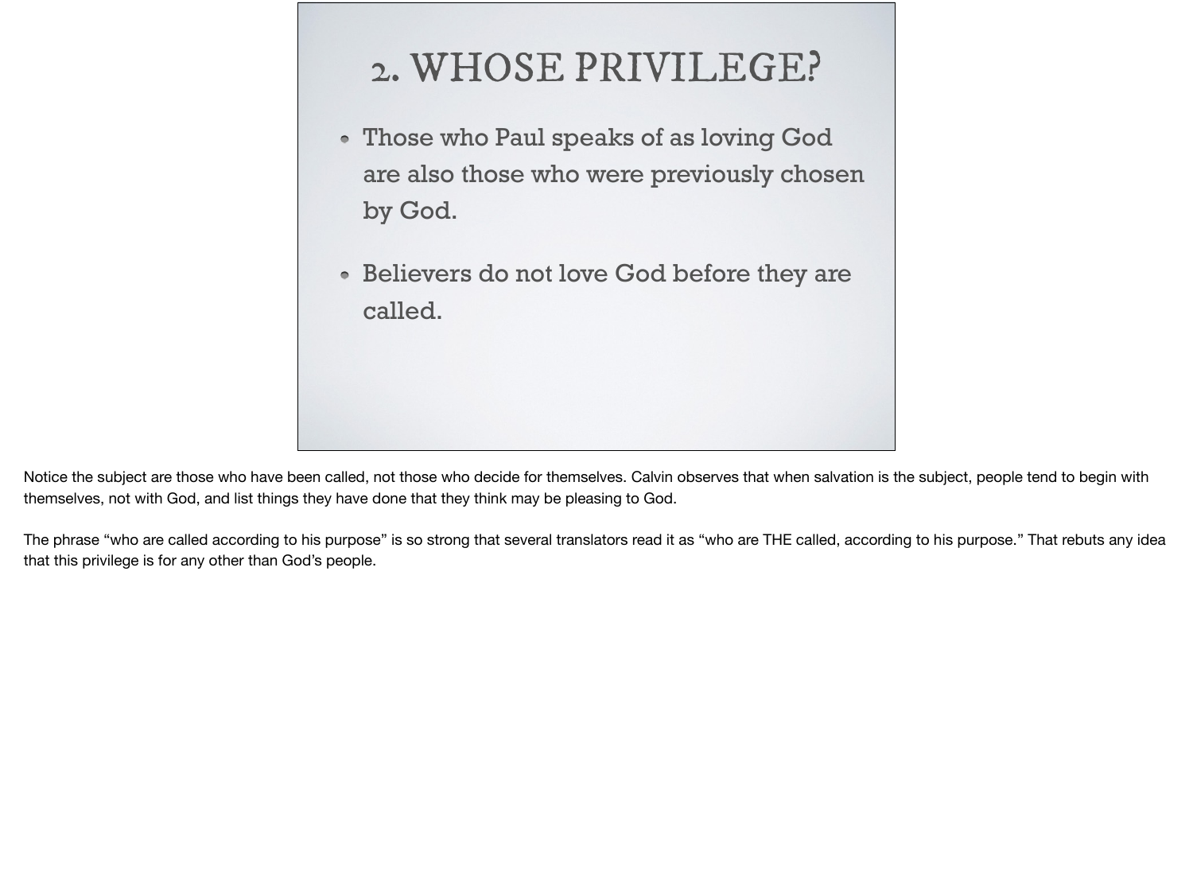# 2. WHOSE PRIVILEGE?

- Those who Paul speaks of as loving God are also those who were previously chosen by God.
- Believers do not love God before they are called.

Notice the subject are those who have been called, not those who decide for themselves. Calvin observes that when salvation is the subject, people tend to begin with themselves, not with God, and list things they have done that they think may be pleasing to God.

The phrase "who are called according to his purpose" is so strong that several translators read it as "who are THE called, according to his purpose." That rebuts any idea that this privilege is for any other than God's people.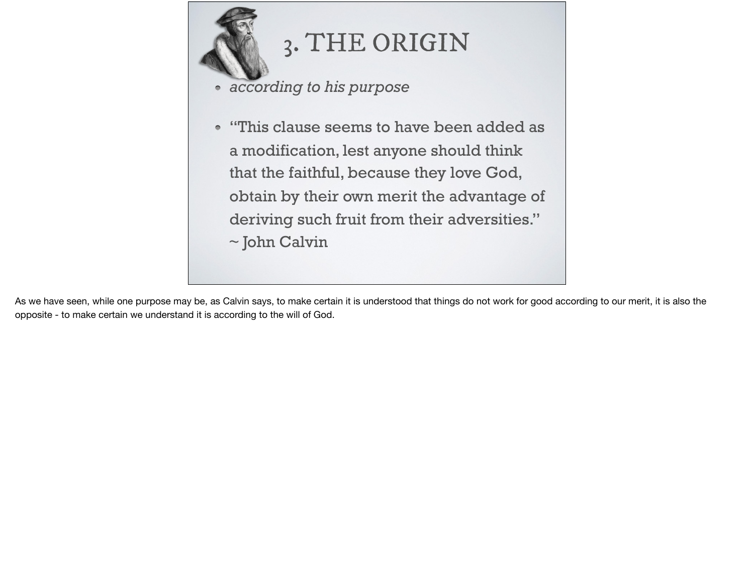# 3. THE ORIGIN

- *according to his purpose*
- "This clause seems to have been added as a modification, lest anyone should think that the faithful, because they love God, obtain by their own merit the advantage of deriving such fruit from their adversities." ~ John Calvin

As we have seen, while one purpose may be, as Calvin says, to make certain it is understood that things do not work for good according to our merit, it is also the opposite - to make certain we understand it is according to the will of God.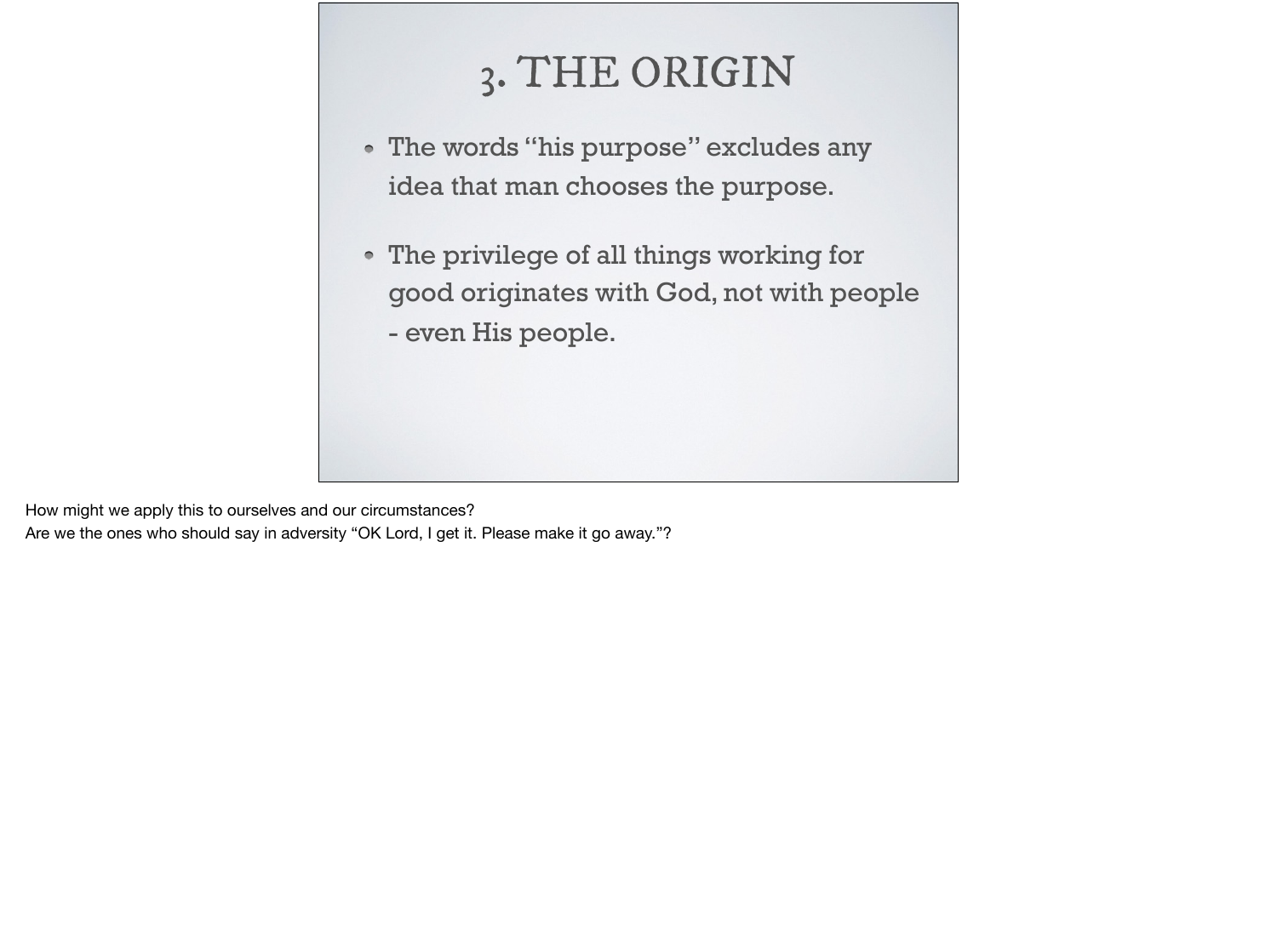# 3. THE ORIGIN

- The words “his purpose” excludes any idea that man chooses the purpose.
- The privilege of all things working for good originates with God, not with people - even His people.

How might we apply this to ourselves and our circumstances?
Are we the ones who should say in adversity “OK Lord, I get it. Please make it go away.”?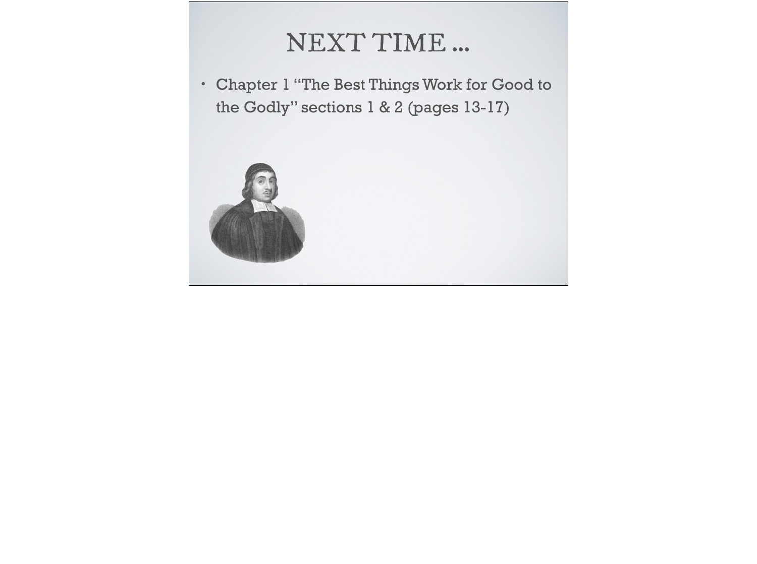# NEXT TIME ...

- Chapter 1 “The Best Things Work for Good to the Godly” sections 1 & 2 (pages 13-17)